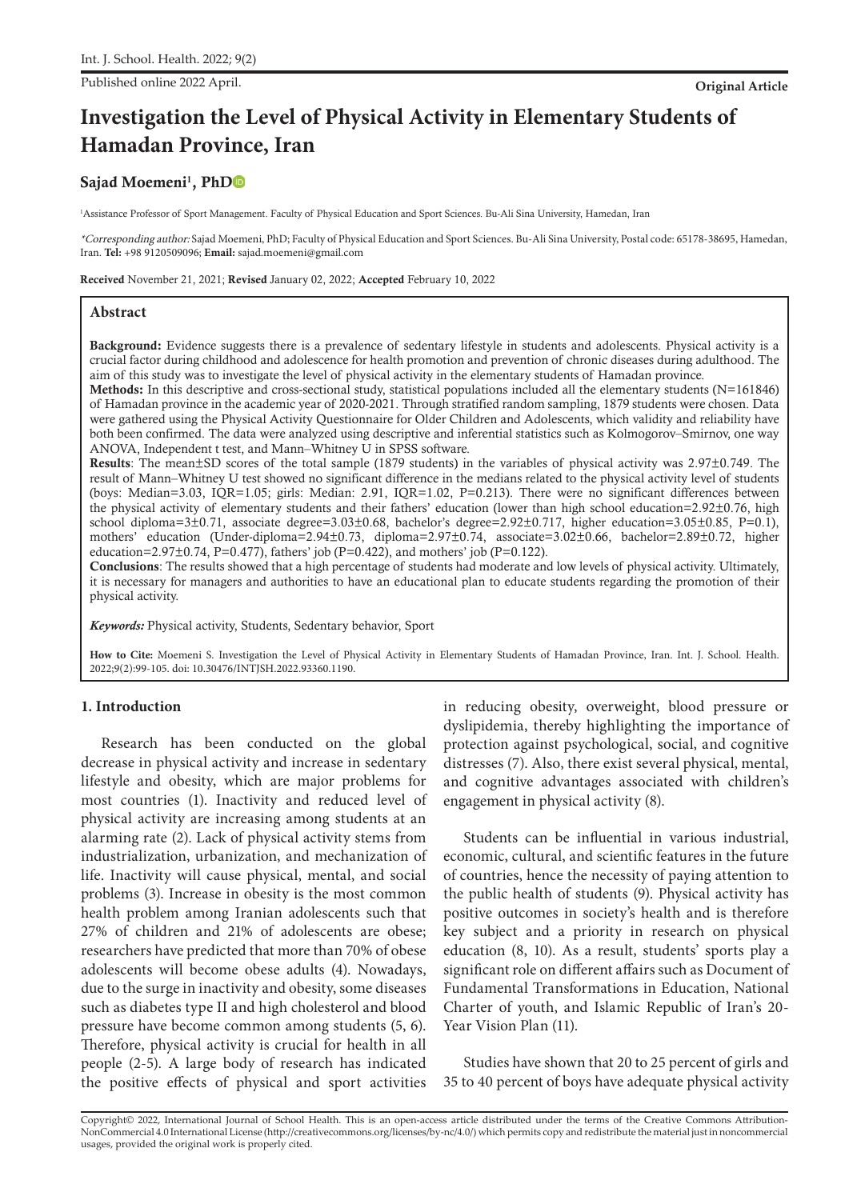Published online 2022 April.

**Original Article**

# Investigation the Level of Physical Activity in Elementary Students of Hamadan Province, Iran

**Sajad Moemeni[1], PhD**

[1]Assistance Professor of Sport Management. Faculty of Physical Education and Sport Sciences. Bu-Ali Sina University, Hamadan, Iran

*\*Corresponding author:* Sajad Moemeni, PhD; Faculty of Physical Education and Sport Sciences. Bu-Ali Sina University, Postal code: 65178-38695, Hamadan, Iran. **Tel:** +98 9120509096; **Email:** sajad.moemeni@gmail.com

**Received** November 21, 2021; **Revised** January 02, 2022; **Accepted** February 10, 2022

## Abstract

**Background:** Evidence suggests there is a prevalence of sedentary lifestyle in students and adolescents. Physical activity is a crucial factor during childhood and adolescence for health promotion and prevention of chronic diseases during adulthood. The aim of this study was to investigate the level of physical activity in the elementary students of Hamadan province.

**Methods:** In this descriptive and cross-sectional study, statistical populations included all the elementary students (N=161846) of Hamadan province in the academic year of 2020-2021. Through stratified random sampling, 1879 students were chosen. Data were gathered using the Physical Activity Questionnaire for Older Children and Adolescents, which validity and reliability have both been confirmed. The data were analyzed using descriptive and inferential statistics such as Kolmogorov–Smirnov, one way ANOVA, Independent t test, and Mann–Whitney U in SPSS software.

**Results**: The mean±SD scores of the total sample (1879 students) in the variables of physical activity was 2.97±0.749. The result of Mann–Whitney U test showed no significant difference in the medians related to the physical activity level of students (boys: Median=3.03, IQR=1.05; girls: Median: 2.91, IQR=1.02, P=0.213). There were no significant differences between the physical activity of elementary students and their fathers' education (lower than high school education=2.92±0.76, high school diploma=3±0.71, associate degree=3.03±0.68, bachelor's degree=2.92±0.717, higher education=3.05±0.85, P=0.1), mothers' education (Under-diploma=2.94±0.73, diploma=2.97±0.74, associate=3.02±0.66, bachelor=2.89±0.72, higher education=2.97±0.74, P=0.477), fathers' job (P=0.422), and mothers' job (P=0.122).

**Conclusions**: The results showed that a high percentage of students had moderate and low levels of physical activity. Ultimately, it is necessary for managers and authorities to have an educational plan to educate students regarding the promotion of their physical activity.

***Keywords:*** Physical activity, Students, Sedentary behavior, Sport

**How to Cite:** Moemeni S. Investigation the Level of Physical Activity in Elementary Students of Hamadan Province, Iran. Int. J. School. Health. 2022;9(2):99-105. doi: 10.30476/INTJSH.2022.93360.1190.

## 1. Introduction

Research has been conducted on the global decrease in physical activity and increase in sedentary lifestyle and obesity, which are major problems for most countries (1). Inactivity and reduced level of physical activity are increasing among students at an alarming rate (2). Lack of physical activity stems from industrialization, urbanization, and mechanization of life. Inactivity will cause physical, mental, and social problems (3). Increase in obesity is the most common health problem among Iranian adolescents such that 27% of children and 21% of adolescents are obese; researchers have predicted that more than 70% of obese adolescents will become obese adults (4). Nowadays, due to the surge in inactivity and obesity, some diseases such as diabetes type II and high cholesterol and blood pressure have become common among students (5, 6). Therefore, physical activity is crucial for health in all people (2-5). A large body of research has indicated the positive effects of physical and sport activities in reducing obesity, overweight, blood pressure or dyslipidemia, thereby highlighting the importance of protection against psychological, social, and cognitive distresses (7). Also, there exist several physical, mental, and cognitive advantages associated with children's engagement in physical activity (8).

Students can be influential in various industrial, economic, cultural, and scientific features in the future of countries, hence the necessity of paying attention to the public health of students (9). Physical activity has positive outcomes in society's health and is therefore key subject and a priority in research on physical education (8, 10). As a result, students' sports play a significant role on different affairs such as Document of Fundamental Transformations in Education, National Charter of youth, and Islamic Republic of Iran's 20-Year Vision Plan (11).

Studies have shown that 20 to 25 percent of girls and 35 to 40 percent of boys have adequate physical activity

Copyright© 2022, International Journal of School Health. This is an open-access article distributed under the terms of the Creative Commons Attribution-NonCommercial 4.0 International License (http://creativecommons.org/licenses/by-nc/4.0/) which permits copy and redistribute the material just in noncommercial usages, provided the original work is properly cited.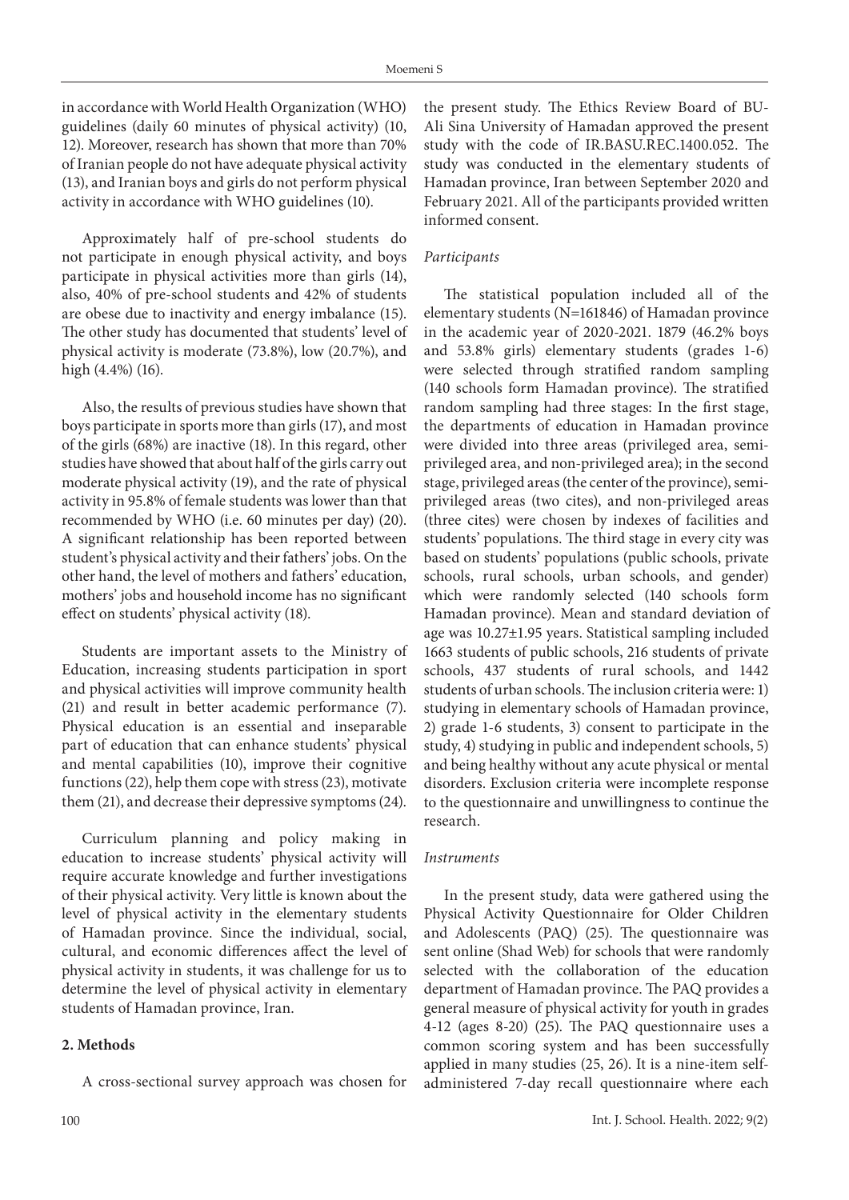in accordance with World Health Organization (WHO) guidelines (daily 60 minutes of physical activity) (10, 12). Moreover, research has shown that more than 70% of Iranian people do not have adequate physical activity (13), and Iranian boys and girls do not perform physical activity in accordance with WHO guidelines (10).

Approximately half of pre-school students do not participate in enough physical activity, and boys participate in physical activities more than girls (14), also, 40% of pre-school students and 42% of students are obese due to inactivity and energy imbalance (15). The other study has documented that students' level of physical activity is moderate (73.8%), low (20.7%), and high (4.4%) (16).

Also, the results of previous studies have shown that boys participate in sports more than girls (17), and most of the girls (68%) are inactive (18). In this regard, other studies have showed that about half of the girls carry out moderate physical activity (19), and the rate of physical activity in 95.8% of female students was lower than that recommended by WHO (i.e. 60 minutes per day) (20). A significant relationship has been reported between student's physical activity and their fathers' jobs. On the other hand, the level of mothers and fathers' education, mothers' jobs and household income has no significant effect on students' physical activity (18).

Students are important assets to the Ministry of Education, increasing students participation in sport and physical activities will improve community health (21) and result in better academic performance (7). Physical education is an essential and inseparable part of education that can enhance students' physical and mental capabilities (10), improve their cognitive functions (22), help them cope with stress (23), motivate them (21), and decrease their depressive symptoms (24).

Curriculum planning and policy making in education to increase students' physical activity will require accurate knowledge and further investigations of their physical activity. Very little is known about the level of physical activity in the elementary students of Hamadan province. Since the individual, social, cultural, and economic differences affect the level of physical activity in students, it was challenge for us to determine the level of physical activity in elementary students of Hamadan province, Iran.

## 2. Methods

A cross-sectional survey approach was chosen for the present study. The Ethics Review Board of BU-Ali Sina University of Hamadan approved the present study with the code of IR.BASU.REC.1400.052. The study was conducted in the elementary students of Hamadan province, Iran between September 2020 and February 2021. All of the participants provided written informed consent.

### *Participants*

The statistical population included all of the elementary students (N=161846) of Hamadan province in the academic year of 2020-2021. 1879 (46.2% boys and 53.8% girls) elementary students (grades 1-6) were selected through stratified random sampling (140 schools form Hamadan province). The stratified random sampling had three stages: In the first stage, the departments of education in Hamadan province were divided into three areas (privileged area, semi-privileged area, and non-privileged area); in the second stage, privileged areas (the center of the province), semi-privileged areas (two cites), and non-privileged areas (three cites) were chosen by indexes of facilities and students' populations. The third stage in every city was based on students' populations (public schools, private schools, rural schools, urban schools, and gender) which were randomly selected (140 schools form Hamadan province). Mean and standard deviation of age was 10.27±1.95 years. Statistical sampling included 1663 students of public schools, 216 students of private schools, 437 students of rural schools, and 1442 students of urban schools. The inclusion criteria were: 1) studying in elementary schools of Hamadan province, 2) grade 1-6 students, 3) consent to participate in the study, 4) studying in public and independent schools, 5) and being healthy without any acute physical or mental disorders. Exclusion criteria were incomplete response to the questionnaire and unwillingness to continue the research.

### *Instruments*

In the present study, data were gathered using the Physical Activity Questionnaire for Older Children and Adolescents (PAQ) (25). The questionnaire was sent online (Shad Web) for schools that were randomly selected with the collaboration of the education department of Hamadan province. The PAQ provides a general measure of physical activity for youth in grades 4-12 (ages 8-20) (25). The PAQ questionnaire uses a common scoring system and has been successfully applied in many studies (25, 26). It is a nine-item self-administered 7-day recall questionnaire where each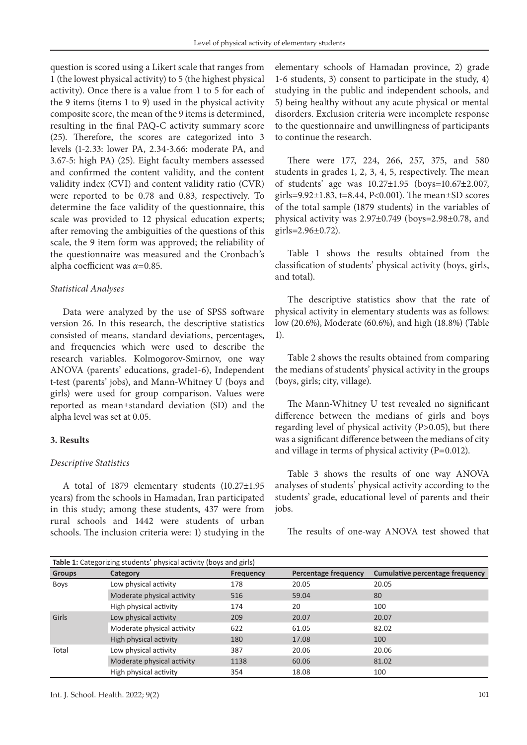question is scored using a Likert scale that ranges from 1 (the lowest physical activity) to 5 (the highest physical activity). Once there is a value from 1 to 5 for each of the 9 items (items 1 to 9) used in the physical activity composite score, the mean of the 9 items is determined, resulting in the final PAQ-C activity summary score (25). Therefore, the scores are categorized into 3 levels (1-2.33: lower PA, 2.34-3.66: moderate PA, and 3.67-5: high PA) (25). Eight faculty members assessed and confirmed the content validity, and the content validity index (CVI) and content validity ratio (CVR) were reported to be 0.78 and 0.83, respectively. To determine the face validity of the questionnaire, this scale was provided to 12 physical education experts; after removing the ambiguities of the questions of this scale, the 9 item form was approved; the reliability of the questionnaire was measured and the Cronbach's alpha coefficient was $\alpha$=0.85.

### *Statistical Analyses*

Data were analyzed by the use of SPSS software version 26. In this research, the descriptive statistics consisted of means, standard deviations, percentages, and frequencies which were used to describe the research variables. Kolmogorov-Smirnov, one way ANOVA (parents' educations, grade1-6), Independent t-test (parents' jobs), and Mann-Whitney U (boys and girls) were used for group comparison. Values were reported as mean±standard deviation (SD) and the alpha level was set at 0.05.

## 3. Results

### *Descriptive Statistics*

A total of 1879 elementary students (10.27±1.95 years) from the schools in Hamadan, Iran participated in this study; among these students, 437 were from rural schools and 1442 were students of urban schools. The inclusion criteria were: 1) studying in the elementary schools of Hamadan province, 2) grade 1-6 students, 3) consent to participate in the study, 4) studying in the public and independent schools, and 5) being healthy without any acute physical or mental disorders. Exclusion criteria were incomplete response to the questionnaire and unwillingness of participants to continue the research.

There were 177, 224, 266, 257, 375, and 580 students in grades 1, 2, 3, 4, 5, respectively. The mean of students' age was 10.27±1.95 (boys=10.67±2.007, girls=9.92±1.83, t=8.44, P<0.001). The mean±SD scores of the total sample (1879 students) in the variables of physical activity was 2.97±0.749 (boys=2.98±0.78, and girls=2.96±0.72).

Table 1 shows the results obtained from the classification of students' physical activity (boys, girls, and total).

The descriptive statistics show that the rate of physical activity in elementary students was as follows: low (20.6%), Moderate (60.6%), and high (18.8%) (Table 1).

Table 2 shows the results obtained from comparing the medians of students' physical activity in the groups (boys, girls; city, village).

The Mann-Whitney U test revealed no significant difference between the medians of girls and boys regarding level of physical activity (P>0.05), but there was a significant difference between the medians of city and village in terms of physical activity (P=0.012).

Table 3 shows the results of one way ANOVA analyses of students' physical activity according to the students' grade, educational level of parents and their jobs.

The results of one-way ANOVA test showed that

**Table 1:** Categorizing students' physical activity (boys and girls)

| Groups | Category | Frequency | Percentage frequency | Cumulative percentage frequency |
|---|---|---|---|---|
| Boys | Low physical activity | 178 | 20.05 | 20.05 |
| | Moderate physical activity | 516 | 59.04 | 80 |
| | High physical activity | 174 | 20 | 100 |
| Girls | Low physical activity | 209 | 20.07 | 20.07 |
| | Moderate physical activity | 622 | 61.05 | 82.02 |
| | High physical activity | 180 | 17.08 | 100 |
| Total | Low physical activity | 387 | 20.06 | 20.06 |
| | Moderate physical activity | 1138 | 60.06 | 81.02 |
| | High physical activity | 354 | 18.08 | 100 |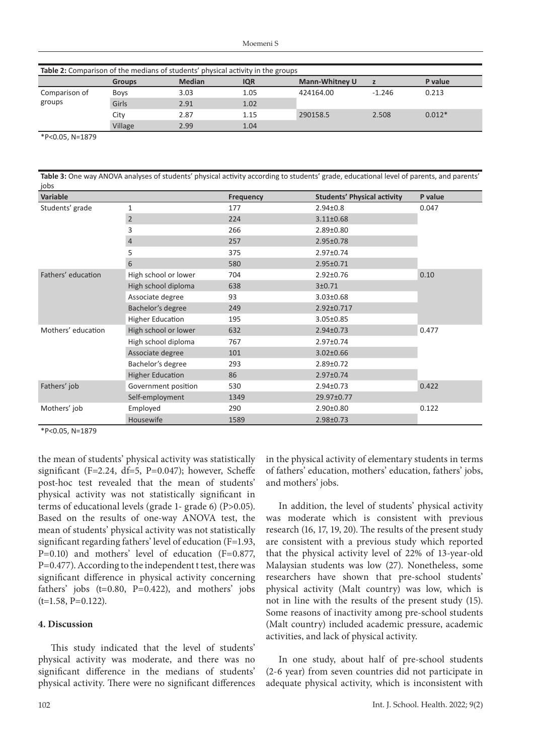**Table 2:** Comparison of the medians of students' physical activity in the groups

| | Groups | Median | IQR | Mann-Whitney U | z | P value |
|---|---|---|---|---|---|---|
| Comparison of groups | Boys | 3.03 | 1.05 | 424164.00 | -1.246 | 0.213 |
| | Girls | 2.91 | 1.02 | | | |
| | City | 2.87 | 1.15 | 290158.5 | 2.508 | 0.012* |
| | Village | 2.99 | 1.04 | | | |

*P<0.05, N=1879

**Table 3:** One way ANOVA analyses of students' physical activity according to students' grade, educational level of parents, and parents' jobs

| Variable | | Frequency | Students' Physical activity | P value |
|---|---|---|---|---|
| Students' grade | 1 | 177 | 2.94±0.8 | 0.047 |
| | 2 | 224 | 3.11±0.68 | |
| | 3 | 266 | 2.89±0.80 | |
| | 4 | 257 | 2.95±0.78 | |
| | 5 | 375 | 2.97±0.74 | |
| | 6 | 580 | 2.95±0.71 | |
| Fathers' education | High school or lower | 704 | 2.92±0.76 | 0.10 |
| | High school diploma | 638 | 3±0.71 | |
| | Associate degree | 93 | 3.03±0.68 | |
| | Bachelor's degree | 249 | 2.92±0.717 | |
| | Higher Education | 195 | 3.05±0.85 | |
| Mothers' education | High school or lower | 632 | 2.94±0.73 | 0.477 |
| | High school diploma | 767 | 2.97±0.74 | |
| | Associate degree | 101 | 3.02±0.66 | |
| | Bachelor's degree | 293 | 2.89±0.72 | |
| | Higher Education | 86 | 2.97±0.74 | |
| Fathers' job | Government position | 530 | 2.94±0.73 | 0.422 |
| | Self-employment | 1349 | 29.97±0.77 | |
| Mothers' job | Employed | 290 | 2.90±0.80 | 0.122 |
| | Housewife | 1589 | 2.98±0.73 | |

*P<0.05, N=1879

the mean of students' physical activity was statistically significant (F=2.24, df=5, P=0.047); however, Scheffe post-hoc test revealed that the mean of students' physical activity was not statistically significant in terms of educational levels (grade 1- grade 6) (P>0.05). Based on the results of one-way ANOVA test, the mean of students' physical activity was not statistically significant regarding fathers' level of education (F=1.93, P=0.10) and mothers' level of education (F=0.877, P=0.477). According to the independent t test, there was significant difference in physical activity concerning fathers' jobs (t=0.80, P=0.422), and mothers' jobs (t=1.58, P=0.122).

#### 4. Discussion

This study indicated that the level of students' physical activity was moderate, and there was no significant difference in the medians of students' physical activity. There were no significant differences in the physical activity of elementary students in terms of fathers' education, mothers' education, fathers' jobs, and mothers' jobs.

In addition, the level of students' physical activity was moderate which is consistent with previous research (16, 17, 19, 20). The results of the present study are consistent with a previous study which reported that the physical activity level of 22% of 13-year-old Malaysian students was low (27). Nonetheless, some researchers have shown that pre-school students' physical activity (Malt country) was low, which is not in line with the results of the present study (15). Some reasons of inactivity among pre-school students (Malt country) included academic pressure, academic activities, and lack of physical activity.

In one study, about half of pre-school students (2-6 year) from seven countries did not participate in adequate physical activity, which is inconsistent with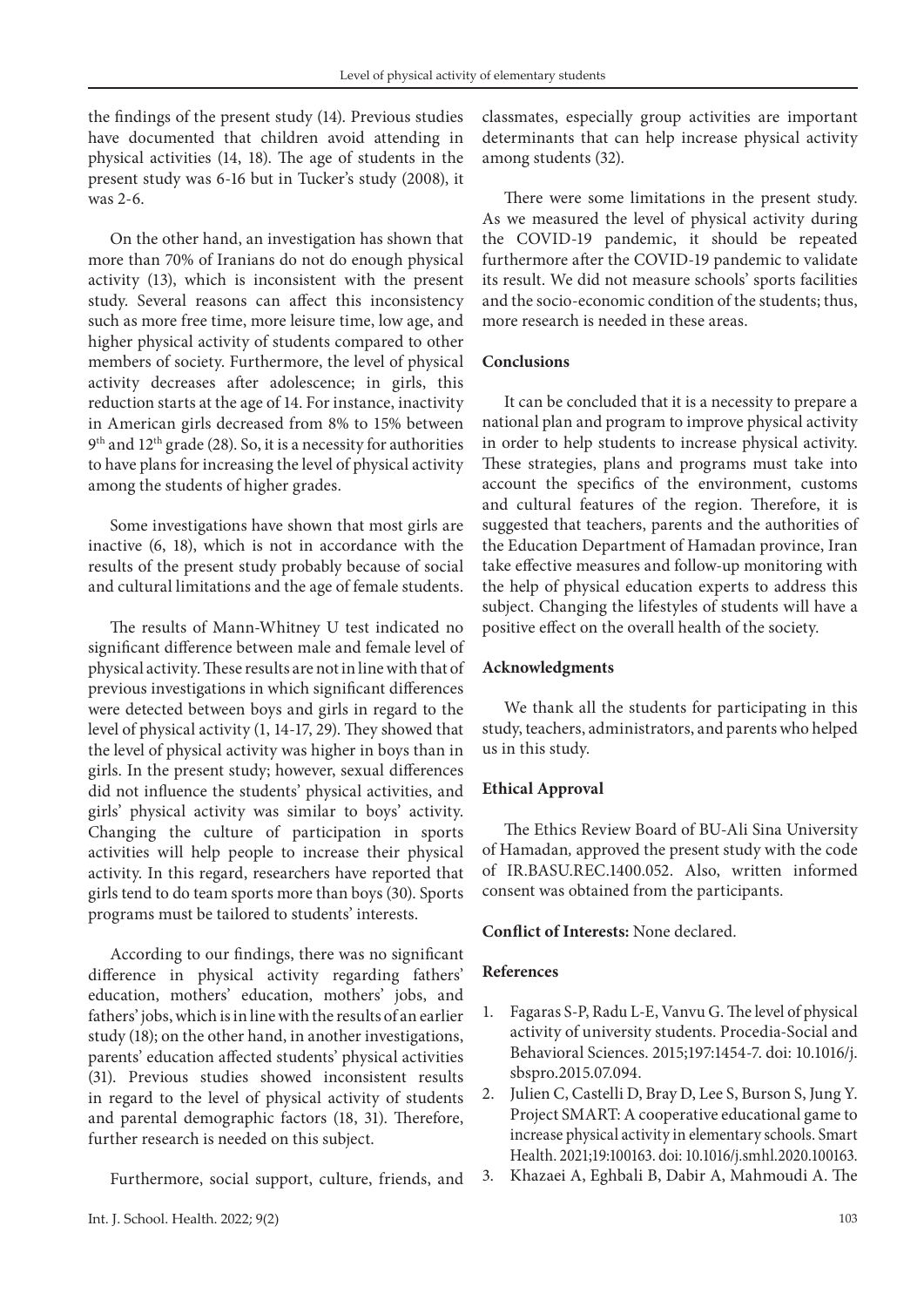the findings of the present study (14). Previous studies have documented that children avoid attending in physical activities (14, 18). The age of students in the present study was 6-16 but in Tucker's study (2008), it was 2-6.

On the other hand, an investigation has shown that more than 70% of Iranians do not do enough physical activity (13), which is inconsistent with the present study. Several reasons can affect this inconsistency such as more free time, more leisure time, low age, and higher physical activity of students compared to other members of society. Furthermore, the level of physical activity decreases after adolescence; in girls, this reduction starts at the age of 14. For instance, inactivity in American girls decreased from 8% to 15% between 9th and 12th grade (28). So, it is a necessity for authorities to have plans for increasing the level of physical activity among the students of higher grades.

Some investigations have shown that most girls are inactive (6, 18), which is not in accordance with the results of the present study probably because of social and cultural limitations and the age of female students.

The results of Mann-Whitney U test indicated no significant difference between male and female level of physical activity. These results are not in line with that of previous investigations in which significant differences were detected between boys and girls in regard to the level of physical activity (1, 14-17, 29). They showed that the level of physical activity was higher in boys than in girls. In the present study; however, sexual differences did not influence the students' physical activities, and girls' physical activity was similar to boys' activity. Changing the culture of participation in sports activities will help people to increase their physical activity. In this regard, researchers have reported that girls tend to do team sports more than boys (30). Sports programs must be tailored to students' interests.

According to our findings, there was no significant difference in physical activity regarding fathers' education, mothers' education, mothers' jobs, and fathers' jobs, which is in line with the results of an earlier study (18); on the other hand, in another investigations, parents' education affected students' physical activities (31). Previous studies showed inconsistent results in regard to the level of physical activity of students and parental demographic factors (18, 31). Therefore, further research is needed on this subject.

Furthermore, social support, culture, friends, and classmates, especially group activities are important determinants that can help increase physical activity among students (32).

There were some limitations in the present study. As we measured the level of physical activity during the COVID-19 pandemic, it should be repeated furthermore after the COVID-19 pandemic to validate its result. We did not measure schools' sports facilities and the socio-economic condition of the students; thus, more research is needed in these areas.

## Conclusions

It can be concluded that it is a necessity to prepare a national plan and program to improve physical activity in order to help students to increase physical activity. These strategies, plans and programs must take into account the specifics of the environment, customs and cultural features of the region. Therefore, it is suggested that teachers, parents and the authorities of the Education Department of Hamadan province, Iran take effective measures and follow-up monitoring with the help of physical education experts to address this subject. Changing the lifestyles of students will have a positive effect on the overall health of the society.

## Acknowledgments

We thank all the students for participating in this study, teachers, administrators, and parents who helped us in this study.

## Ethical Approval

The Ethics Review Board of BU-Ali Sina University of Hamadan, approved the present study with the code of IR.BASU.REC.1400.052. Also, written informed consent was obtained from the participants.

**Conflict of Interests:** None declared.

## References

1. Fagaras S-P, Radu L-E, Vanvu G. The level of physical activity of university students. Procedia-Social and Behavioral Sciences. 2015;197:1454-7. doi: 10.1016/j.sbspro.2015.07.094.
2. Julien C, Castelli D, Bray D, Lee S, Burson S, Jung Y. Project SMART: A cooperative educational game to increase physical activity in elementary schools. Smart Health. 2021;19:100163. doi: 10.1016/j.smhl.2020.100163.
3. Khazaei A, Eghbali B, Dabir A, Mahmoudi A. The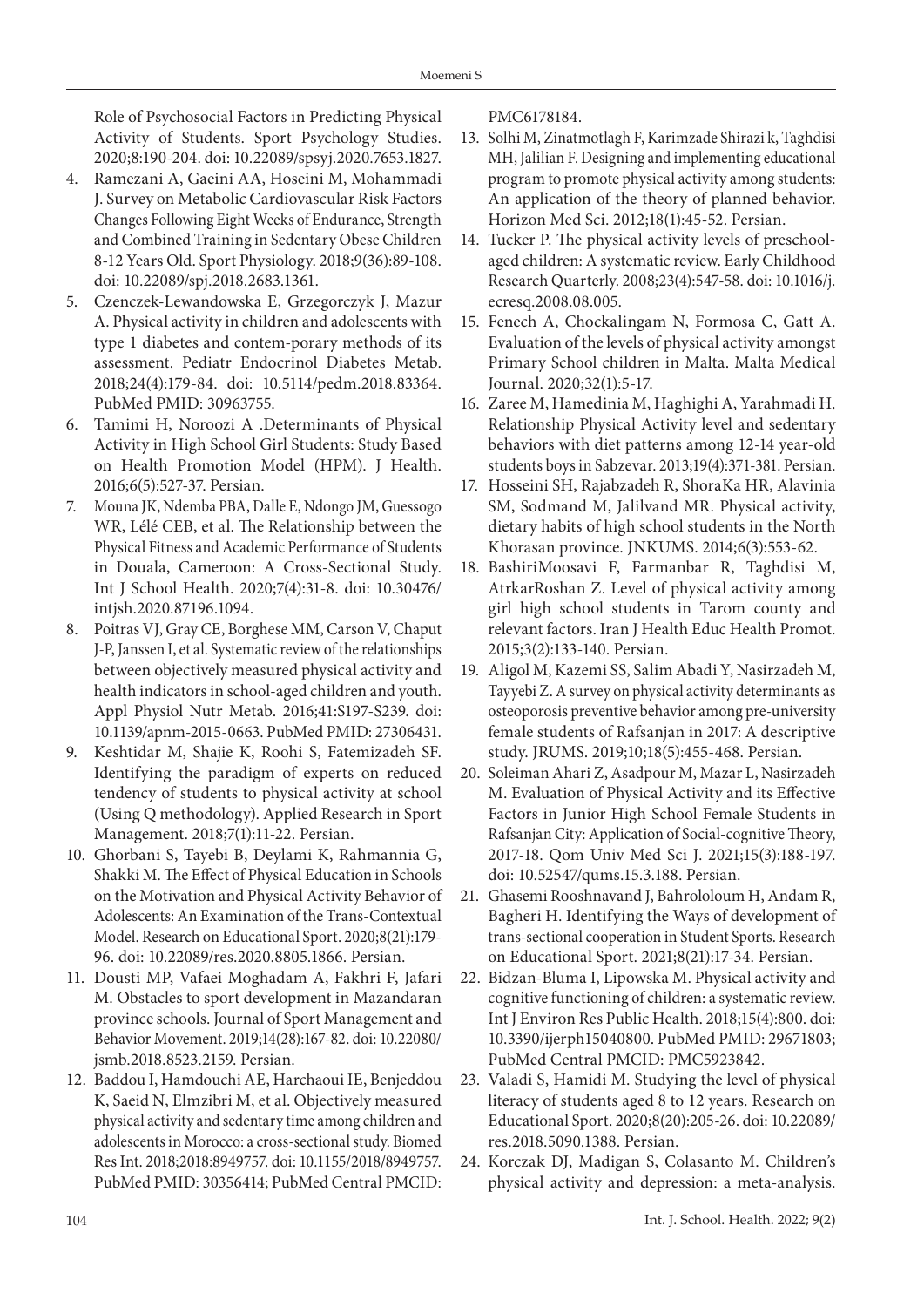Role of Psychosocial Factors in Predicting Physical Activity of Students. Sport Psychology Studies. 2020;8:190-204. doi: 10.22089/spsyj.2020.7653.1827.

4. Ramezani A, Gaeini AA, Hoseini M, Mohammadi J. Survey on Metabolic Cardiovascular Risk Factors Changes Following Eight Weeks of Endurance, Strength and Combined Training in Sedentary Obese Children 8-12 Years Old. Sport Physiology. 2018;9(36):89-108. doi: 10.22089/spj.2018.2683.1361.
5. Czenczek-Lewandowska E, Grzegorczyk J, Mazur A. Physical activity in children and adolescents with type 1 diabetes and contem-porary methods of its assessment. Pediatr Endocrinol Diabetes Metab. 2018;24(4):179-84. doi: 10.5114/pedm.2018.83364. PubMed PMID: 30963755.
6. Tamimi H, Noroozi A .Determinants of Physical Activity in High School Girl Students: Study Based on Health Promotion Model (HPM). J Health. 2016;6(5):527-37. Persian.
7. Mouna JK, Ndemba PBA, Dalle E, Ndongo JM, Guessogo WR, Lélé CEB, et al. The Relationship between the Physical Fitness and Academic Performance of Students in Douala, Cameroon: A Cross-Sectional Study. Int J School Health. 2020;7(4):31-8. doi: 10.30476/intjsh.2020.87196.1094.
8. Poitras VJ, Gray CE, Borghese MM, Carson V, Chaput J-P, Janssen I, et al. Systematic review of the relationships between objectively measured physical activity and health indicators in school-aged children and youth. Appl Physiol Nutr Metab. 2016;41:S197-S239. doi: 10.1139/apnm-2015-0663. PubMed PMID: 27306431.
9. Keshtidar M, Shajie K, Roohi S, Fatemizadeh SF. Identifying the paradigm of experts on reduced tendency of students to physical activity at school (Using Q methodology). Applied Research in Sport Management. 2018;7(1):11-22. Persian.
10. Ghorbani S, Tayebi B, Deylami K, Rahmannia G, Shakki M. The Effect of Physical Education in Schools on the Motivation and Physical Activity Behavior of Adolescents: An Examination of the Trans-Contextual Model. Research on Educational Sport. 2020;8(21):179-96. doi: 10.22089/res.2020.8805.1866. Persian.
11. Dousti MP, Vafaei Moghadam A, Fakhri F, Jafari M. Obstacles to sport development in Mazandaran province schools. Journal of Sport Management and Behavior Movement. 2019;14(28):167-82. doi: 10.22080/jsmb.2018.8523.2159. Persian.
12. Baddou I, Hamdouchi AE, Harchaoui IE, Benjeddou K, Saeid N, Elmzibri M, et al. Objectively measured physical activity and sedentary time among children and adolescents in Morocco: a cross-sectional study. Biomed Res Int. 2018;2018:8949757. doi: 10.1155/2018/8949757. PubMed PMID: 30356414; PubMed Central PMCID: PMC6178184.
13. Solhi M, Zinatmotlagh F, Karimzade Shirazi k, Taghdisi MH, Jalilian F. Designing and implementing educational program to promote physical activity among students: An application of the theory of planned behavior. Horizon Med Sci. 2012;18(1):45-52. Persian.
14. Tucker P. The physical activity levels of preschool-aged children: A systematic review. Early Childhood Research Quarterly. 2008;23(4):547-58. doi: 10.1016/j.ecresq.2008.08.005.
15. Fenech A, Chockalingam N, Formosa C, Gatt A. Evaluation of the levels of physical activity amongst Primary School children in Malta. Malta Medical Journal. 2020;32(1):5-17.
16. Zaree M, Hamedinia M, Haghighi A, Yarahmadi H. Relationship Physical Activity level and sedentary behaviors with diet patterns among 12-14 year-old students boys in Sabzevar. 2013;19(4):371-381. Persian.
17. Hosseini SH, Rajabzadeh R, ShoraKa HR, Alavinia SM, Sodmand M, Jalilvand MR. Physical activity, dietary habits of high school students in the North Khorasan province. JNKUMS. 2014;6(3):553-62.
18. BashiriMoosavi F, Farmanbar R, Taghdisi M, AtrkarRoshan Z. Level of physical activity among girl high school students in Tarom county and relevant factors. Iran J Health Educ Health Promot. 2015;3(2):133-140. Persian.
19. Aligol M, Kazemi SS, Salim Abadi Y, Nasirzadeh M, Tayyebi Z. A survey on physical activity determinants as osteoporosis preventive behavior among pre-university female students of Rafsanjan in 2017: A descriptive study. JRUMS. 2019;10;18(5):455-468. Persian.
20. Soleiman Ahari Z, Asadpour M, Mazar L, Nasirzadeh M. Evaluation of Physical Activity and its Effective Factors in Junior High School Female Students in Rafsanjan City: Application of Social-cognitive Theory, 2017-18. Qom Univ Med Sci J. 2021;15(3):188-197. doi: 10.52547/qums.15.3.188. Persian.
21. Ghasemi Rooshnavand J, Bahrololoum H, Andam R, Bagheri H. Identifying the Ways of development of trans-sectional cooperation in Student Sports. Research on Educational Sport. 2021;8(21):17-34. Persian.
22. Bidzan-Bluma I, Lipowska M. Physical activity and cognitive functioning of children: a systematic review. Int J Environ Res Public Health. 2018;15(4):800. doi: 10.3390/ijerph15040800. PubMed PMID: 29671803; PubMed Central PMCID: PMC5923842.
23. Valadi S, Hamidi M. Studying the level of physical literacy of students aged 8 to 12 years. Research on Educational Sport. 2020;8(20):205-26. doi: 10.22089/res.2018.5090.1388. Persian.
24. Korczak DJ, Madigan S, Colasanto M. Children's physical activity and depression: a meta-analysis.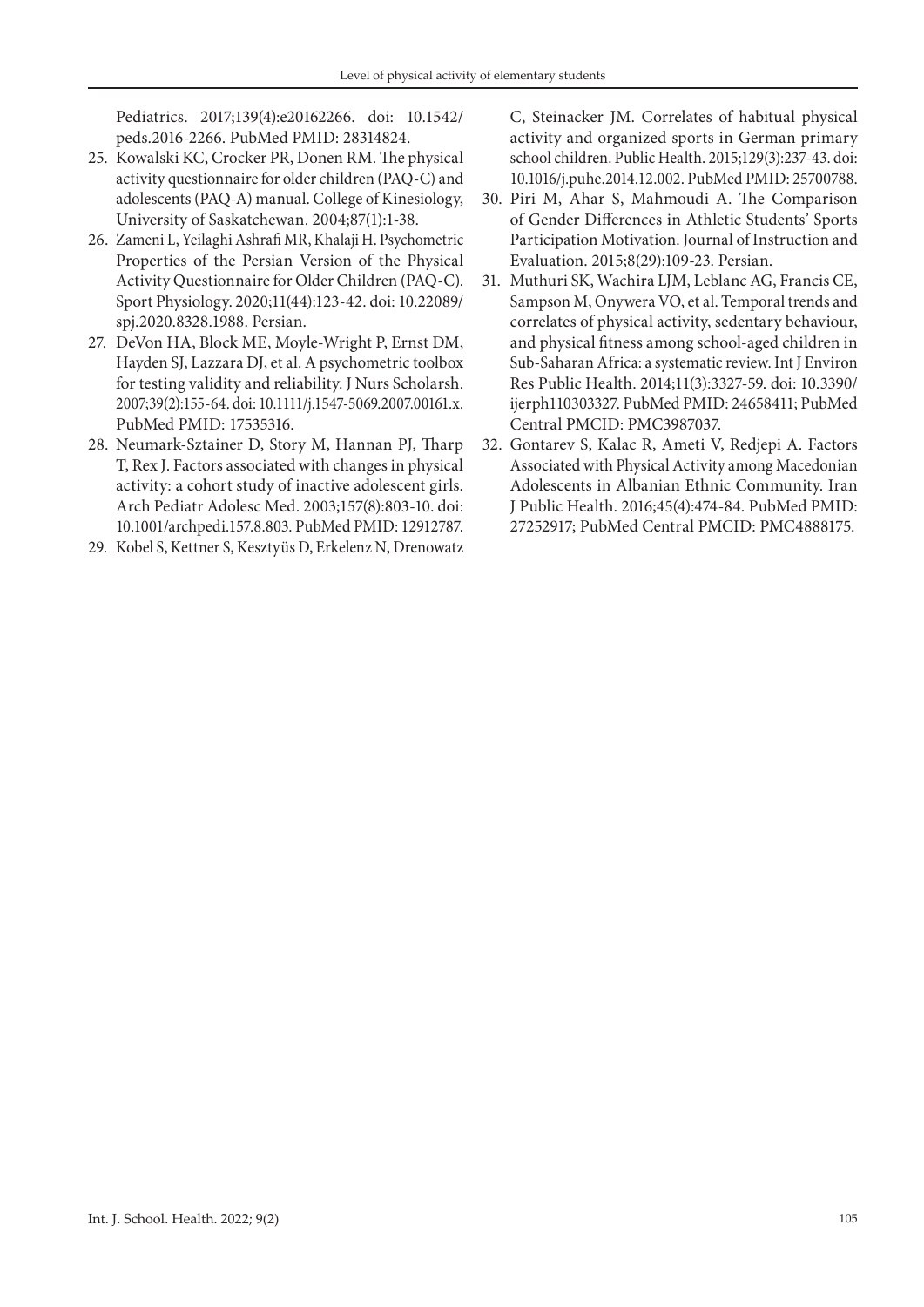Pediatrics. 2017;139(4):e20162266. doi: 10.1542/peds.2016-2266. PubMed PMID: 28314824.

25. Kowalski KC, Crocker PR, Donen RM. The physical activity questionnaire for older children (PAQ-C) and adolescents (PAQ-A) manual. College of Kinesiology, University of Saskatchewan. 2004;87(1):1-38.
26. Zameni L, Yeilaghi Ashrafi MR, Khalaji H. Psychometric Properties of the Persian Version of the Physical Activity Questionnaire for Older Children (PAQ-C). Sport Physiology. 2020;11(44):123-42. doi: 10.22089/spj.2020.8328.1988. Persian.
27. DeVon HA, Block ME, Moyle-Wright P, Ernst DM, Hayden SJ, Lazzara DJ, et al. A psychometric toolbox for testing validity and reliability. J Nurs Scholarsh. 2007;39(2):155-64. doi: 10.1111/j.1547-5069.2007.00161.x. PubMed PMID: 17535316.
28. Neumark-Sztainer D, Story M, Hannan PJ, Tharp T, Rex J. Factors associated with changes in physical activity: a cohort study of inactive adolescent girls. Arch Pediatr Adolesc Med. 2003;157(8):803-10. doi: 10.1001/archpedi.157.8.803. PubMed PMID: 12912787.
29. Kobel S, Kettner S, Kesztyüs D, Erkelenz N, Drenowatz C, Steinacker JM. Correlates of habitual physical activity and organized sports in German primary school children. Public Health. 2015;129(3):237-43. doi: 10.1016/j.puhe.2014.12.002. PubMed PMID: 25700788.
30. Piri M, Ahar S, Mahmoudi A. The Comparison of Gender Differences in Athletic Students' Sports Participation Motivation. Journal of Instruction and Evaluation. 2015;8(29):109-23. Persian.
31. Muthuri SK, Wachira LJM, Leblanc AG, Francis CE, Sampson M, Onywera VO, et al. Temporal trends and correlates of physical activity, sedentary behaviour, and physical fitness among school-aged children in Sub-Saharan Africa: a systematic review. Int J Environ Res Public Health. 2014;11(3):3327-59. doi: 10.3390/ijerph110303327. PubMed PMID: 24658411; PubMed Central PMCID: PMC3987037.
32. Gontarev S, Kalac R, Ameti V, Redjepi A. Factors Associated with Physical Activity among Macedonian Adolescents in Albanian Ethnic Community. Iran J Public Health. 2016;45(4):474-84. PubMed PMID: 27252917; PubMed Central PMCID: PMC4888175.